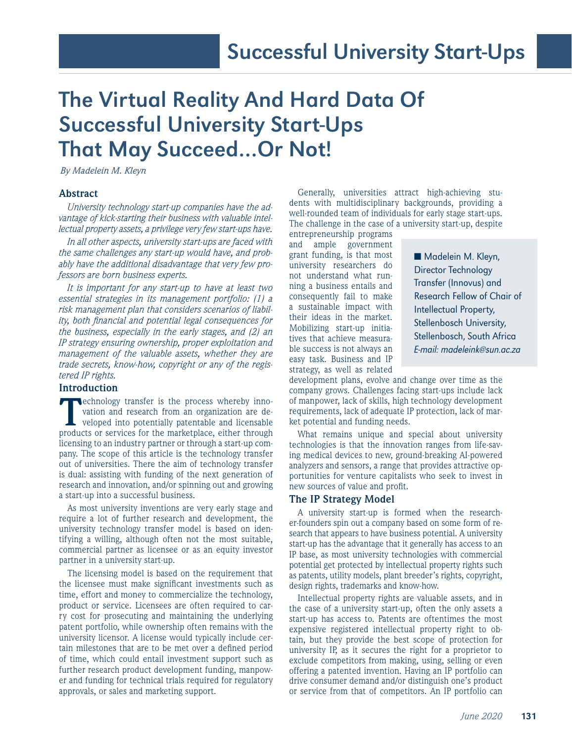# The Virtual Reality And Hard Data Of Successful University Start-Ups That May Succeed…Or Not!

*By Madelein M. Kleyn*

## Abstract

*University technology start-up companies have the advantage of kick-starting their business with valuable intellectual property assets, a privilege very few start-ups have.*

*In all other aspects, university start-ups are faced with the same challenges any start-up would have, and probably have the additional disadvantage that very few professors are born business experts.*

*It is important for any start-up to have at least two essential strategies in its management portfolio: (1) a risk management plan that considers scenarios of liability, both financial and potential legal consequences for the business, especially in the early stages, and (2) an IP strategy ensuring ownership, proper exploitation and management of the valuable assets, whether they are trade secrets, know-how, copyright or any of the registered IP rights.*

## Introduction

Technology transfer is the process whereby innovation and research from an organization are developed into potentially patentable and licensable products or services for the marketplace, either through licensing to an industry partner or through a start-up company. The scope of this article is the technology transfer out of universities. There the aim of technology transfer is dual: assisting with funding of the next generation of research and innovation, and/or spinning out and growing a start-up into a successful business.

As most university inventions are very early stage and require a lot of further research and development, the university technology transfer model is based on identifying a willing, although often not the most suitable, commercial partner as licensee or as an equity investor partner in a university start-up.

The licensing model is based on the requirement that the licensee must make significant investments such as time, effort and money to commercialize the technology, product or service. Licensees are often required to carry cost for prosecuting and maintaining the underlying patent portfolio, while ownership often remains with the university licensor. A license would typically include certain milestones that are to be met over a defined period of time, which could entail investment support such as further research product development funding, manpower and funding for technical trials required for regulatory approvals, or sales and marketing support.

Generally, universities attract high-achieving students with multidisciplinary backgrounds, providing a well-rounded team of individuals for early stage start-ups. The challenge in the case of a university start-up, despite entrepreneurship programs and ample government grant funding, is that most university researchers do not understand what running a business entails and consequently fail to make a sustainable impact with their ideas in the market. Mobilizing start-up initiatives that achieve measurable success is not always an easy task. Business and IP strategy, as well as related development plans, evolve and change over time as the company grows. Challenges facing start-ups include lack of manpower, lack of skills, high technology development requirements, lack of adequate IP protection, lack of market potential and funding needs.

■ Madelein M. Kleyn, Director Technology Transfer (Innovus) and Research Fellow of Chair of Intellectual Property, Stellenbosch University, Stellenbosch, South Africa
*E-mail: madeleink@sun.ac.za*

What remains unique and special about university technologies is that the innovation ranges from life-saving medical devices to new, ground-breaking AI-powered analyzers and sensors, a range that provides attractive opportunities for venture capitalists who seek to invest in new sources of value and profit.

## The IP Strategy Model

A university start-up is formed when the researcher-founders spin out a company based on some form of research that appears to have business potential. A university start-up has the advantage that it generally has access to an IP base, as most university technologies with commercial potential get protected by intellectual property rights such as patents, utility models, plant breeder's rights, copyright, design rights, trademarks and know-how.

Intellectual property rights are valuable assets, and in the case of a university start-up, often the only assets a start-up has access to. Patents are oftentimes the most expensive registered intellectual property right to obtain, but they provide the best scope of protection for university IP, as it secures the right for a proprietor to exclude competitors from making, using, selling or even offering a patented invention. Having an IP portfolio can drive consumer demand and/or distinguish one's product or service from that of competitors. An IP portfolio can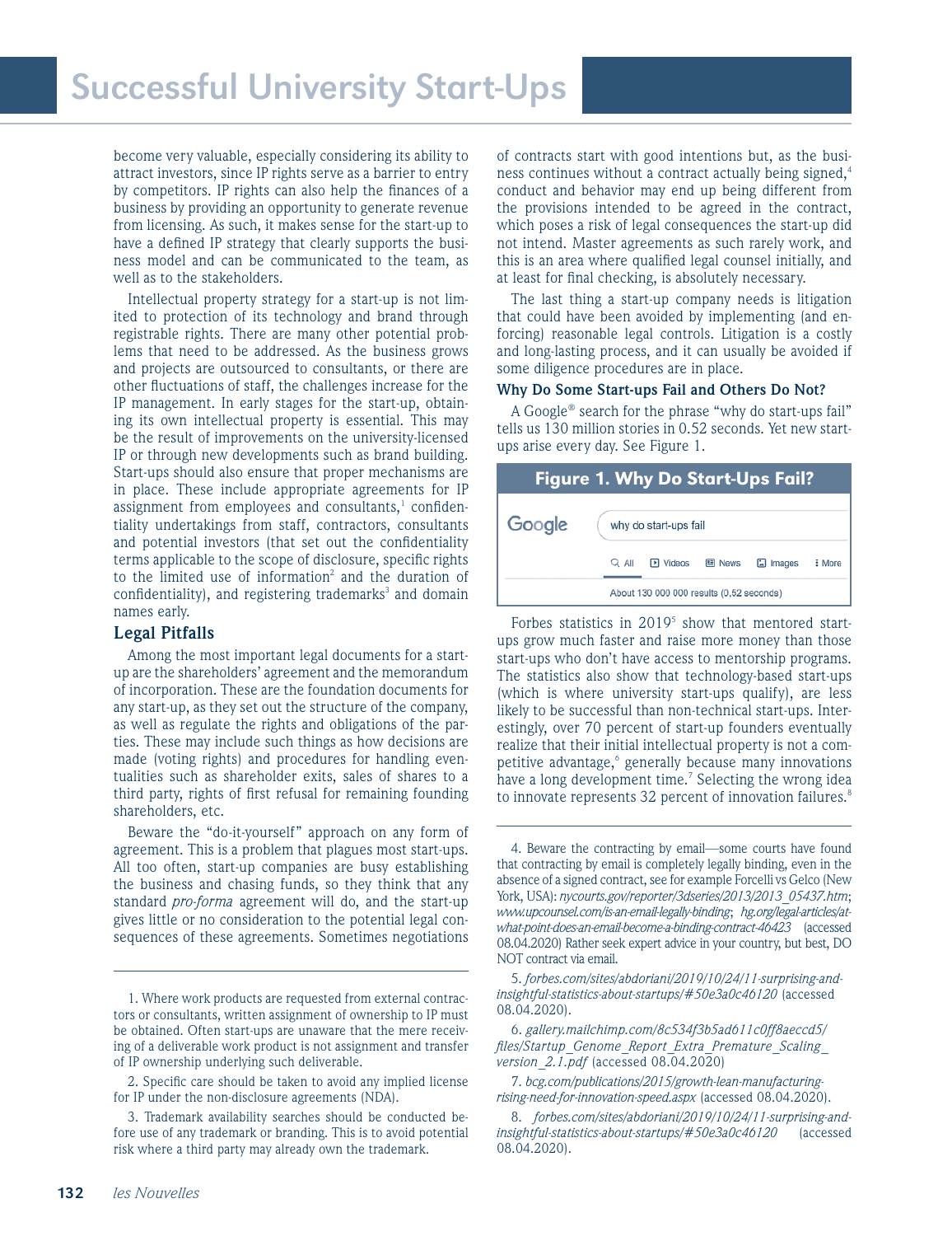become very valuable, especially considering its ability to attract investors, since IP rights serve as a barrier to entry by competitors. IP rights can also help the finances of a business by providing an opportunity to generate revenue from licensing. As such, it makes sense for the start-up to have a defined IP strategy that clearly supports the business model and can be communicated to the team, as well as to the stakeholders.

Intellectual property strategy for a start-up is not limited to protection of its technology and brand through registrable rights. There are many other potential problems that need to be addressed. As the business grows and projects are outsourced to consultants, or there are other fluctuations of staff, the challenges increase for the IP management. In early stages for the start-up, obtaining its own intellectual property is essential. This may be the result of improvements on the university-licensed IP or through new developments such as brand building. Start-ups should also ensure that proper mechanisms are in place. These include appropriate agreements for IP assignment from employees and consultants,[1] confidentiality undertakings from staff, contractors, consultants and potential investors (that set out the confidentiality terms applicable to the scope of disclosure, specific rights to the limited use of information[2] and the duration of confidentiality), and registering trademarks[3] and domain names early.

### Legal Pitfalls

Among the most important legal documents for a start-up are the shareholders' agreement and the memorandum of incorporation. These are the foundation documents for any start-up, as they set out the structure of the company, as well as regulate the rights and obligations of the parties. These may include such things as how decisions are made (voting rights) and procedures for handling eventualities such as shareholder exits, sales of shares to a third party, rights of first refusal for remaining founding shareholders, etc.

Beware the "do-it-yourself" approach on any form of agreement. This is a problem that plagues most start-ups. All too often, start-up companies are busy establishing the business and chasing funds, so they think that any standard *pro-forma* agreement will do, and the start-up gives little or no consideration to the potential legal consequences of these agreements. Sometimes negotiations of contracts start with good intentions but, as the business continues without a contract actually being signed,[4] conduct and behavior may end up being different from the provisions intended to be agreed in the contract, which poses a risk of legal consequences the start-up did not intend. Master agreements as such rarely work, and this is an area where qualified legal counsel initially, and at least for final checking, is absolutely necessary.

The last thing a start-up company needs is litigation that could have been avoided by implementing (and enforcing) reasonable legal controls. Litigation is a costly and long-lasting process, and it can usually be avoided if some diligence procedures are in place.

### Why Do Some Start-ups Fail and Others Do Not?

A Google® search for the phrase "why do start-ups fail" tells us 130 million stories in 0.52 seconds. Yet new start-ups arise every day. See Figure 1.

**Figure 1. Why Do Start-Ups Fail?**

Google | why do start-ups fail

All | Videos | News | Images | More

About 130 000 000 results (0,52 seconds)

Forbes statistics in 2019[5] show that mentored start-ups grow much faster and raise more money than those start-ups who don't have access to mentorship programs. The statistics also show that technology-based start-ups (which is where university start-ups qualify), are less likely to be successful than non-technical start-ups. Interestingly, over 70 percent of start-up founders eventually realize that their initial intellectual property is not a competitive advantage,[6] generally because many innovations have a long development time.[7] Selecting the wrong idea to innovate represents 32 percent of innovation failures.[8]

---

1. Where work products are requested from external contractors or consultants, written assignment of ownership to IP must be obtained. Often start-ups are unaware that the mere receiving of a deliverable work product is not assignment and transfer of IP ownership underlying such deliverable.

2. Specific care should be taken to avoid any implied license for IP under the non-disclosure agreements (NDA).

3. Trademark availability searches should be conducted before use of any trademark or branding. This is to avoid potential risk where a third party may already own the trademark.

4. Beware the contracting by email—some courts have found that contracting by email is completely legally binding, even in the absence of a signed contract, see for example Forcelli vs Gelco (New York, USA): *nycourts.gov/reporter/3dseries/2013/2013_05437.htm*; *www.upcounsel.com/is-an-email-legally-binding*; *hg.org/legal-articles/at-what-point-does-an-email-become-a-binding-contract-46423* (accessed 08.04.2020) Rather seek expert advice in your country, but best, DO NOT contract via email.

5. *forbes.com/sites/abdoriani/2019/10/24/11-surprising-and-insightful-statistics-about-startups/#50e3a0c46120* (accessed 08.04.2020).

6. *gallery.mailchimp.com/8c534f3b5ad611c0ff8aeccd5/files/Startup_Genome_Report_Extra_Premature_Scaling_version_2.1.pdf* (accessed 08.04.2020)

7. *bcg.com/publications/2015/growth-lean-manufacturing-rising-need-for-innovation-speed.aspx* (accessed 08.04.2020).

8. *forbes.com/sites/abdoriani/2019/10/24/11-surprising-and-insightful-statistics-about-startups/#50e3a0c46120* (accessed 08.04.2020).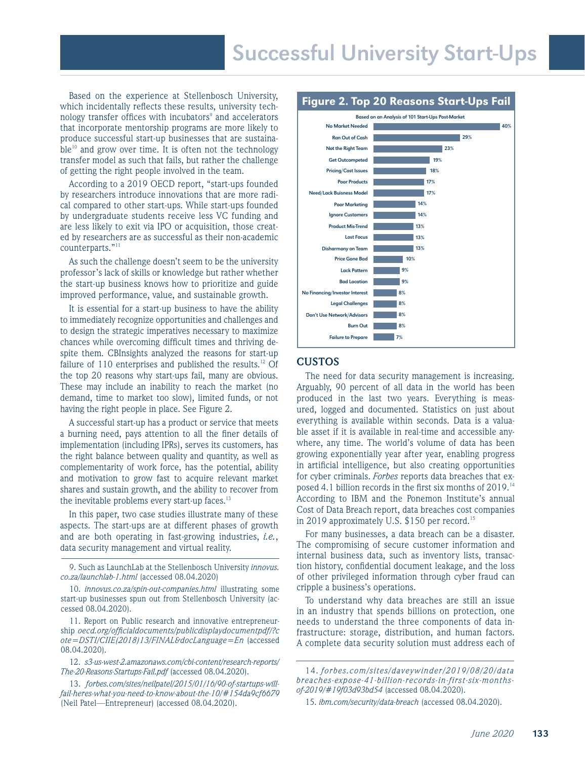Based on the experience at Stellenbosch University, which incidentally reflects these results, university technology transfer offices with incubators[9] and accelerators that incorporate mentorship programs are more likely to produce successful start-up businesses that are sustainable[10] and grow over time. It is often not the technology transfer model as such that fails, but rather the challenge of getting the right people involved in the team.

According to a 2019 OECD report, "start-ups founded by researchers introduce innovations that are more radical compared to other start-ups. While start-ups founded by undergraduate students receive less VC funding and are less likely to exit via IPO or acquisition, those created by researchers are as successful as their non-academic counterparts."[11]

As such the challenge doesn't seem to be the university professor's lack of skills or knowledge but rather whether the start-up business knows how to prioritize and guide improved performance, value, and sustainable growth.

It is essential for a start-up business to have the ability to immediately recognize opportunities and challenges and to design the strategic imperatives necessary to maximize chances while overcoming difficult times and thriving despite them. CBInsights analyzed the reasons for start-up failure of 110 enterprises and published the results.[12] Of the top 20 reasons why start-ups fail, many are obvious. These may include an inability to reach the market (no demand, time to market too slow), limited funds, or not having the right people in place. See Figure 2.

A successful start-up has a product or service that meets a burning need, pays attention to all the finer details of implementation (including IPRs), serves its customers, has the right balance between quality and quantity, as well as complementarity of work force, has the potential, ability and motivation to grow fast to acquire relevant market shares and sustain growth, and the ability to recover from the inevitable problems every start-up faces.[13]

In this paper, two case studies illustrate many of these aspects. The start-ups are at different phases of growth and are both operating in fast-growing industries, *i.e.*, data security management and virtual reality.

**Figure 2. Top 20 Reasons Start-Ups Fail**

Based on an Analysis of 101 Start-Ups Post-Market

| Reason | % |
|---|---|
| No Market Needed | 40% |
| Ran Out of Cash | 29% |
| Not the Right Team | 23% |
| Get Outcompeted | 19% |
| Pricing/Cost Issues | 18% |
| Poor Products | 17% |
| Need/Lack Buisness Model | 17% |
| Poor Marketing | 14% |
| Ignore Customers | 14% |
| Product Mis-Trend | 13% |
| Lost Focus | 13% |
| Disharmony on Team | 13% |
| Price Gone Bad | 10% |
| Lack Pattern | 9% |
| Bad Location | 9% |
| No Financing/Investor Interest | 8% |
| Legal Challenges | 8% |
| Don't Use Network/Advisors | 8% |
| Burn Out | 8% |
| Failure to Prepare | 7% |

## CUSTOS

The need for data security management is increasing. Arguably, 90 percent of all data in the world has been produced in the last two years. Everything is measured, logged and documented. Statistics on just about everything is available within seconds. Data is a valuable asset if it is available in real-time and accessible anywhere, any time. The world's volume of data has been growing exponentially year after year, enabling progress in artificial intelligence, but also creating opportunities for cyber criminals. *Forbes* reports data breaches that exposed 4.1 billion records in the first six months of 2019.[14] According to IBM and the Ponemon Institute's annual Cost of Data Breach report, data breaches cost companies in 2019 approximately U.S. $150 per record.[15]

For many businesses, a data breach can be a disaster. The compromising of secure customer information and internal business data, such as inventory lists, transaction history, confidential document leakage, and the loss of other privileged information through cyber fraud can cripple a business's operations.

To understand why data breaches are still an issue in an industry that spends billions on protection, one needs to understand the three components of data infrastructure: storage, distribution, and human factors. A complete data security solution must address each of

---

9. Such as LaunchLab at the Stellenbosch University *innovus.co.za/launchlab-1.html* (accessed 08.04.2020)

10. *innovus.co.za/spin-out-companies.html* illustrating some start-up businesses spun out from Stellenbosch University (accessed 08.04.2020).

11. Report on Public research and innovative entrepreneurship *oecd.org/officialdocuments/publicdisplaydocumentpdf/?cote=DSTI/CIIE(2018)13/FINAL&docLanguage=En* (accessed 08.04.2020).

12. *s3-us-west-2.amazonaws.com/cbi-content/research-reports/The-20-Reasons-Startups-Fail.pdf* (accessed 08.04.2020).

13. *forbes.com/sites/neilpatel/2015/01/16/90-of-startups-will-fail-heres-what-you-need-to-know-about-the-10/#154da9cf6679* (Neil Patel—Entrepreneur) (accessed 08.04.2020).

14. *forbes.com/sites/daveywinder/2019/08/20/data-breaches-expose-41-billion-records-in-first-six-months-of-2019/#19f03d93bd54* (accessed 08.04.2020).

15. *ibm.com/security/data-breach* (accessed 08.04.2020).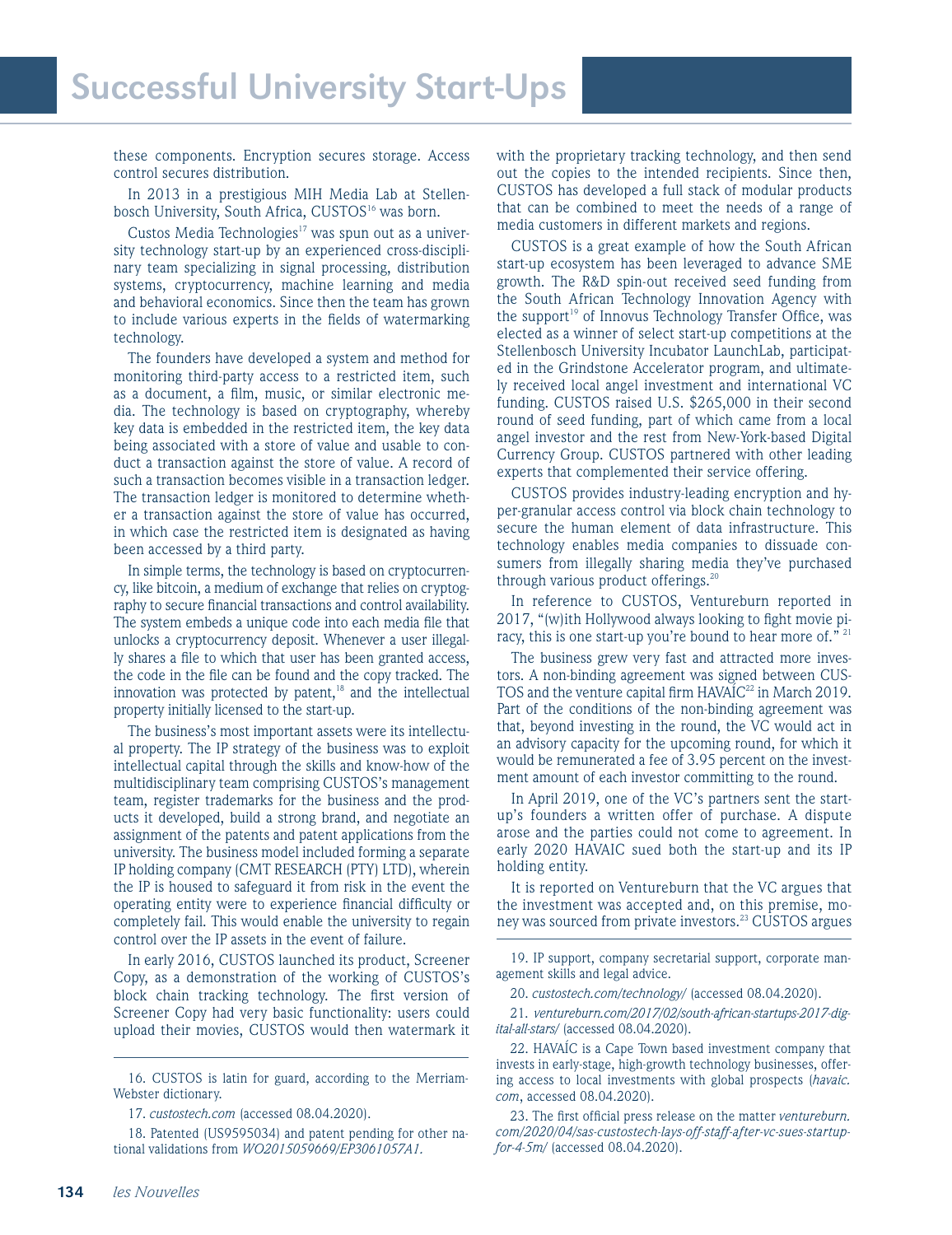these components. Encryption secures storage. Access control secures distribution.

In 2013 in a prestigious MIH Media Lab at Stellenbosch University, South Africa, CUSTOS[16] was born.

Custos Media Technologies[17] was spun out as a university technology start-up by an experienced cross-disciplinary team specializing in signal processing, distribution systems, cryptocurrency, machine learning and media and behavioral economics. Since then the team has grown to include various experts in the fields of watermarking technology.

The founders have developed a system and method for monitoring third-party access to a restricted item, such as a document, a film, music, or similar electronic media. The technology is based on cryptography, whereby key data is embedded in the restricted item, the key data being associated with a store of value and usable to conduct a transaction against the store of value. A record of such a transaction becomes visible in a transaction ledger. The transaction ledger is monitored to determine whether a transaction against the store of value has occurred, in which case the restricted item is designated as having been accessed by a third party.

In simple terms, the technology is based on cryptocurrency, like bitcoin, a medium of exchange that relies on cryptography to secure financial transactions and control availability. The system embeds a unique code into each media file that unlocks a cryptocurrency deposit. Whenever a user illegally shares a file to which that user has been granted access, the code in the file can be found and the copy tracked. The innovation was protected by patent,[18] and the intellectual property initially licensed to the start-up.

The business's most important assets were its intellectual property. The IP strategy of the business was to exploit intellectual capital through the skills and know-how of the multidisciplinary team comprising CUSTOS's management team, register trademarks for the business and the products it developed, build a strong brand, and negotiate an assignment of the patents and patent applications from the university. The business model included forming a separate IP holding company (CMT RESEARCH (PTY) LTD), wherein the IP is housed to safeguard it from risk in the event the operating entity were to experience financial difficulty or completely fail. This would enable the university to regain control over the IP assets in the event of failure.

In early 2016, CUSTOS launched its product, Screener Copy, as a demonstration of the working of CUSTOS's block chain tracking technology. The first version of Screener Copy had very basic functionality: users could upload their movies, CUSTOS would then watermark it with the proprietary tracking technology, and then send out the copies to the intended recipients. Since then, CUSTOS has developed a full stack of modular products that can be combined to meet the needs of a range of media customers in different markets and regions.

CUSTOS is a great example of how the South African start-up ecosystem has been leveraged to advance SME growth. The R&D spin-out received seed funding from the South African Technology Innovation Agency with the support[19] of Innovus Technology Transfer Office, was elected as a winner of select start-up competitions at the Stellenbosch University Incubator LaunchLab, participated in the Grindstone Accelerator program, and ultimately received local angel investment and international VC funding. CUSTOS raised U.S. $265,000 in their second round of seed funding, part of which came from a local angel investor and the rest from New-York-based Digital Currency Group. CUSTOS partnered with other leading experts that complemented their service offering.

CUSTOS provides industry-leading encryption and hyper-granular access control via block chain technology to secure the human element of data infrastructure. This technology enables media companies to dissuade consumers from illegally sharing media they've purchased through various product offerings.[20]

In reference to CUSTOS, Ventureburn reported in 2017, "(w)ith Hollywood always looking to fight movie piracy, this is one start-up you're bound to hear more of." [21]

The business grew very fast and attracted more investors. A non-binding agreement was signed between CUSTOS and the venture capital firm HAVAÍC[22] in March 2019. Part of the conditions of the non-binding agreement was that, beyond investing in the round, the VC would act in an advisory capacity for the upcoming round, for which it would be remunerated a fee of 3.95 percent on the investment amount of each investor committing to the round.

In April 2019, one of the VC's partners sent the start-up's founders a written offer of purchase. A dispute arose and the parties could not come to agreement. In early 2020 HAVAIC sued both the start-up and its IP holding entity.

It is reported on Ventureburn that the VC argues that the investment was accepted and, on this premise, money was sourced from private investors.[23] CUSTOS argues

16. CUSTOS is latin for guard, according to the Merriam-Webster dictionary.

17. *custostech.com* (accessed 08.04.2020).

18. Patented (US9595034) and patent pending for other national validations from *WO2015059669/EP3061057A1.*

19. IP support, company secretarial support, corporate management skills and legal advice.

20. *custostech.com/technology/* (accessed 08.04.2020).

21. *ventureburn.com/2017/02/south-african-startups-2017-digital-all-stars/* (accessed 08.04.2020).

22. HAVAÍC is a Cape Town based investment company that invests in early-stage, high-growth technology businesses, offering access to local investments with global prospects (*havaic.com*, accessed 08.04.2020).

23. The first official press release on the matter *ventureburn.com/2020/04/sas-custostech-lays-off-staff-after-vc-sues-startup-for-4-5m/* (accessed 08.04.2020).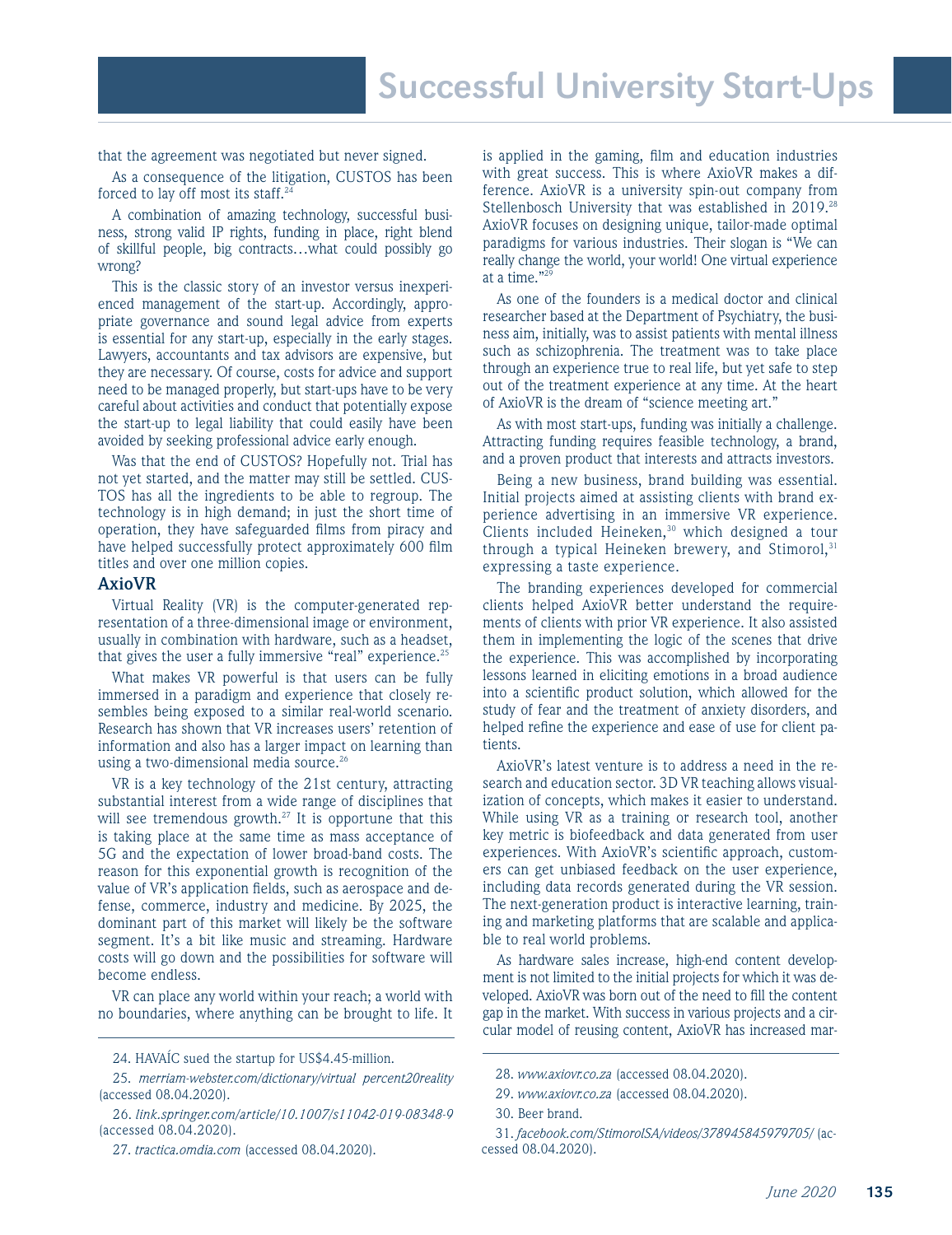that the agreement was negotiated but never signed.

As a consequence of the litigation, CUSTOS has been forced to lay off most its staff.[24]

A combination of amazing technology, successful business, strong valid IP rights, funding in place, right blend of skillful people, big contracts…what could possibly go wrong?

This is the classic story of an investor versus inexperienced management of the start-up. Accordingly, appropriate governance and sound legal advice from experts is essential for any start-up, especially in the early stages. Lawyers, accountants and tax advisors are expensive, but they are necessary. Of course, costs for advice and support need to be managed properly, but start-ups have to be very careful about activities and conduct that potentially expose the start-up to legal liability that could easily have been avoided by seeking professional advice early enough.

Was that the end of CUSTOS? Hopefully not. Trial has not yet started, and the matter may still be settled. CUSTOS has all the ingredients to be able to regroup. The technology is in high demand; in just the short time of operation, they have safeguarded films from piracy and have helped successfully protect approximately 600 film titles and over one million copies.

### AxioVR

Virtual Reality (VR) is the computer-generated representation of a three-dimensional image or environment, usually in combination with hardware, such as a headset, that gives the user a fully immersive "real" experience.[25]

What makes VR powerful is that users can be fully immersed in a paradigm and experience that closely resembles being exposed to a similar real-world scenario. Research has shown that VR increases users' retention of information and also has a larger impact on learning than using a two-dimensional media source.[26]

VR is a key technology of the 21st century, attracting substantial interest from a wide range of disciplines that will see tremendous growth.[27] It is opportune that this is taking place at the same time as mass acceptance of 5G and the expectation of lower broad-band costs. The reason for this exponential growth is recognition of the value of VR's application fields, such as aerospace and defense, commerce, industry and medicine. By 2025, the dominant part of this market will likely be the software segment. It's a bit like music and streaming. Hardware costs will go down and the possibilities for software will become endless.

VR can place any world within your reach; a world with no boundaries, where anything can be brought to life. It is applied in the gaming, film and education industries with great success. This is where AxioVR makes a difference. AxioVR is a university spin-out company from Stellenbosch University that was established in 2019.[28] AxioVR focuses on designing unique, tailor-made optimal paradigms for various industries. Their slogan is "We can really change the world, your world! One virtual experience at a time."[29]

As one of the founders is a medical doctor and clinical researcher based at the Department of Psychiatry, the business aim, initially, was to assist patients with mental illness such as schizophrenia. The treatment was to take place through an experience true to real life, but yet safe to step out of the treatment experience at any time. At the heart of AxioVR is the dream of "science meeting art."

As with most start-ups, funding was initially a challenge. Attracting funding requires feasible technology, a brand, and a proven product that interests and attracts investors.

Being a new business, brand building was essential. Initial projects aimed at assisting clients with brand experience advertising in an immersive VR experience. Clients included Heineken,[30] which designed a tour through a typical Heineken brewery, and Stimorol,[31] expressing a taste experience.

The branding experiences developed for commercial clients helped AxioVR better understand the requirements of clients with prior VR experience. It also assisted them in implementing the logic of the scenes that drive the experience. This was accomplished by incorporating lessons learned in eliciting emotions in a broad audience into a scientific product solution, which allowed for the study of fear and the treatment of anxiety disorders, and helped refine the experience and ease of use for client patients.

AxioVR's latest venture is to address a need in the research and education sector. 3D VR teaching allows visualization of concepts, which makes it easier to understand. While using VR as a training or research tool, another key metric is biofeedback and data generated from user experiences. With AxioVR's scientific approach, customers can get unbiased feedback on the user experience, including data records generated during the VR session. The next-generation product is interactive learning, training and marketing platforms that are scalable and applicable to real world problems.

As hardware sales increase, high-end content development is not limited to the initial projects for which it was developed. AxioVR was born out of the need to fill the content gap in the market. With success in various projects and a circular model of reusing content, AxioVR has increased mar-

---

24. HAVAÍC sued the startup for US$4.45-million.

25. *merriam-webster.com/dictionary/virtual percent20reality* (accessed 08.04.2020).

26. *link.springer.com/article/10.1007/s11042-019-08348-9* (accessed 08.04.2020).

27. *tractica.omdia.com* (accessed 08.04.2020).

28. *www.axiovr.co.za* (accessed 08.04.2020).

29. *www.axiovr.co.za* (accessed 08.04.2020).

30. Beer brand.

31. *facebook.com/StimorolSA/videos/378945845979705/* (accessed 08.04.2020).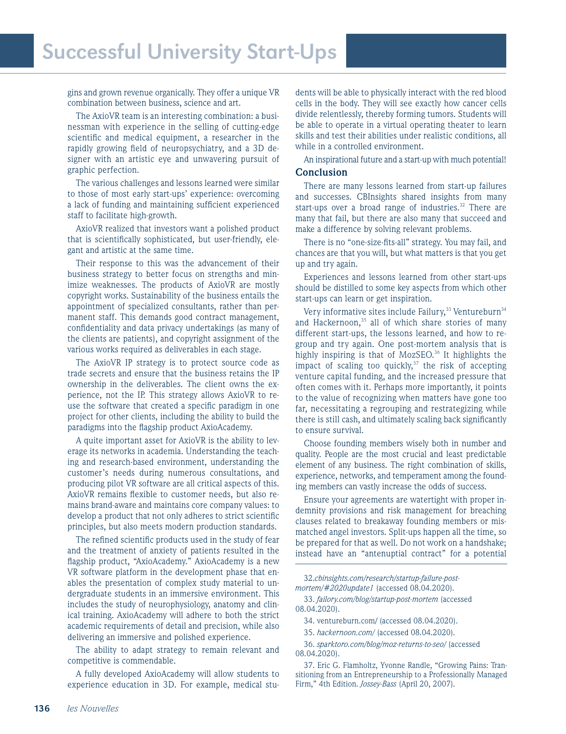gins and grown revenue organically. They offer a unique VR combination between business, science and art.

The AxioVR team is an interesting combination: a businessman with experience in the selling of cutting-edge scientific and medical equipment, a researcher in the rapidly growing field of neuropsychiatry, and a 3D designer with an artistic eye and unwavering pursuit of graphic perfection.

The various challenges and lessons learned were similar to those of most early start-ups' experience: overcoming a lack of funding and maintaining sufficient experienced staff to facilitate high-growth.

AxioVR realized that investors want a polished product that is scientifically sophisticated, but user-friendly, elegant and artistic at the same time.

Their response to this was the advancement of their business strategy to better focus on strengths and minimize weaknesses. The products of AxioVR are mostly copyright works. Sustainability of the business entails the appointment of specialized consultants, rather than permanent staff. This demands good contract management, confidentiality and data privacy undertakings (as many of the clients are patients), and copyright assignment of the various works required as deliverables in each stage.

The AxioVR IP strategy is to protect source code as trade secrets and ensure that the business retains the IP ownership in the deliverables. The client owns the experience, not the IP. This strategy allows AxioVR to reuse the software that created a specific paradigm in one project for other clients, including the ability to build the paradigms into the flagship product AxioAcademy.

A quite important asset for AxioVR is the ability to leverage its networks in academia. Understanding the teaching and research-based environment, understanding the customer's needs during numerous consultations, and producing pilot VR software are all critical aspects of this. AxioVR remains flexible to customer needs, but also remains brand-aware and maintains core company values: to develop a product that not only adheres to strict scientific principles, but also meets modern production standards.

The refined scientific products used in the study of fear and the treatment of anxiety of patients resulted in the flagship product, "AxioAcademy." AxioAcademy is a new VR software platform in the development phase that enables the presentation of complex study material to undergraduate students in an immersive environment. This includes the study of neurophysiology, anatomy and clinical training. AxioAcademy will adhere to both the strict academic requirements of detail and precision, while also delivering an immersive and polished experience.

The ability to adapt strategy to remain relevant and competitive is commendable.

A fully developed AxioAcademy will allow students to experience education in 3D. For example, medical students will be able to physically interact with the red blood cells in the body. They will see exactly how cancer cells divide relentlessly, thereby forming tumors. Students will be able to operate in a virtual operating theater to learn skills and test their abilities under realistic conditions, all while in a controlled environment.

An inspirational future and a start-up with much potential!

### Conclusion

There are many lessons learned from start-up failures and successes. CBInsights shared insights from many start-ups over a broad range of industries.[32] There are many that fail, but there are also many that succeed and make a difference by solving relevant problems.

There is no "one-size-fits-all" strategy. You may fail, and chances are that you will, but what matters is that you get up and try again.

Experiences and lessons learned from other start-ups should be distilled to some key aspects from which other start-ups can learn or get inspiration.

Very informative sites include Failury,[33] Ventureburn[34] and Hackernoon,[35] all of which share stories of many different start-ups, the lessons learned, and how to regroup and try again. One post-mortem analysis that is highly inspiring is that of MozSEO.[36] It highlights the impact of scaling too quickly,[37] the risk of accepting venture capital funding, and the increased pressure that often comes with it. Perhaps more importantly, it points to the value of recognizing when matters have gone too far, necessitating a regrouping and restrategizing while there is still cash, and ultimately scaling back significantly to ensure survival.

Choose founding members wisely both in number and quality. People are the most crucial and least predictable element of any business. The right combination of skills, experience, networks, and temperament among the founding members can vastly increase the odds of success.

Ensure your agreements are watertight with proper indemnity provisions and risk management for breaching clauses related to breakaway founding members or mismatched angel investors. Split-ups happen all the time, so be prepared for that as well. Do not work on a handshake; instead have an "antenuptial contract" for a potential

---

32. *cbinsights.com/research/startup-failure-post-mortem/#2020update1* (accessed 08.04.2020).

33. *failory.com/blog/startup-post-mortem* (accessed 08.04.2020).

34. ventureburn.com/ (accessed 08.04.2020).

35. *hackernoon.com/* (accessed 08.04.2020).

36. *sparktoro.com/blog/moz-returns-to-seo/* (accessed 08.04.2020).

37. Eric G. Flamholtz, Yvonne Randle, "Growing Pains: Transitioning from an Entrepreneurship to a Professionally Managed Firm," 4th Edition. *Jossey-Bass* (April 20, 2007).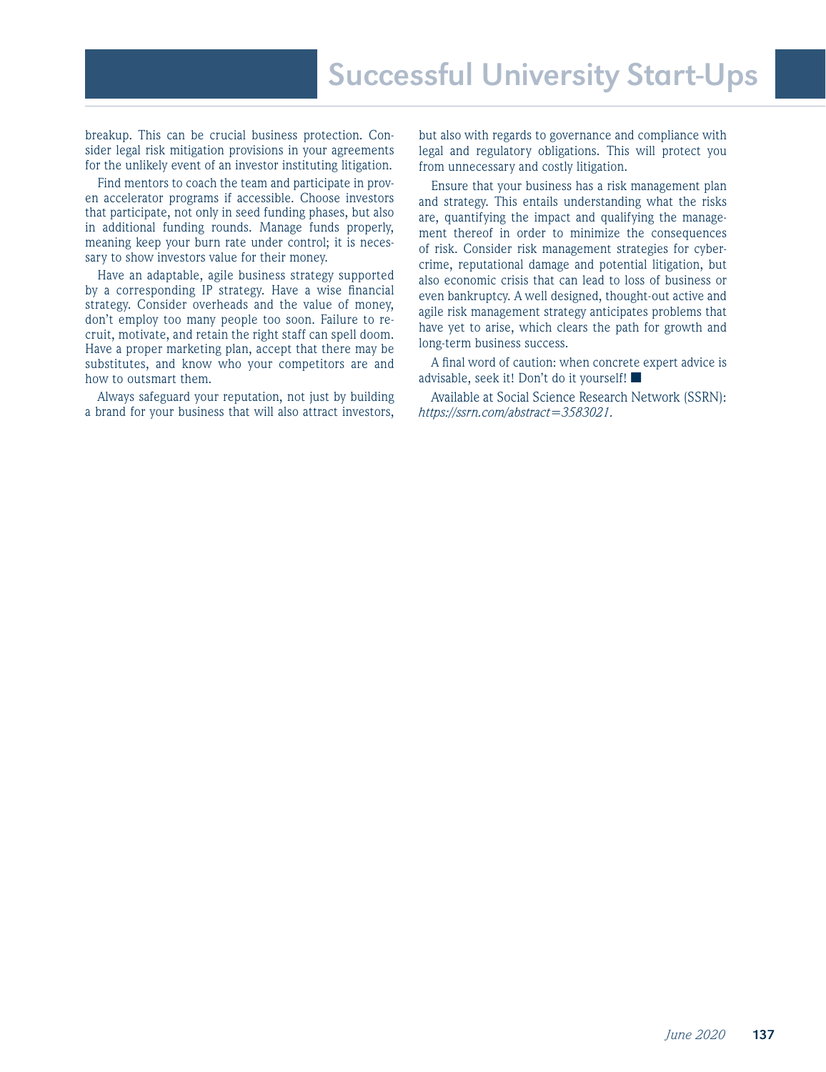breakup. This can be crucial business protection. Consider legal risk mitigation provisions in your agreements for the unlikely event of an investor instituting litigation.

Find mentors to coach the team and participate in proven accelerator programs if accessible. Choose investors that participate, not only in seed funding phases, but also in additional funding rounds. Manage funds properly, meaning keep your burn rate under control; it is necessary to show investors value for their money.

Have an adaptable, agile business strategy supported by a corresponding IP strategy. Have a wise financial strategy. Consider overheads and the value of money, don't employ too many people too soon. Failure to recruit, motivate, and retain the right staff can spell doom. Have a proper marketing plan, accept that there may be substitutes, and know who your competitors are and how to outsmart them.

Always safeguard your reputation, not just by building a brand for your business that will also attract investors, but also with regards to governance and compliance with legal and regulatory obligations. This will protect you from unnecessary and costly litigation.

Ensure that your business has a risk management plan and strategy. This entails understanding what the risks are, quantifying the impact and qualifying the management thereof in order to minimize the consequences of risk. Consider risk management strategies for cybercrime, reputational damage and potential litigation, but also economic crisis that can lead to loss of business or even bankruptcy. A well designed, thought-out active and agile risk management strategy anticipates problems that have yet to arise, which clears the path for growth and long-term business success.

A final word of caution: when concrete expert advice is advisable, seek it! Don't do it yourself! ■

Available at Social Science Research Network (SSRN): *https://ssrn.com/abstract=3583021.*